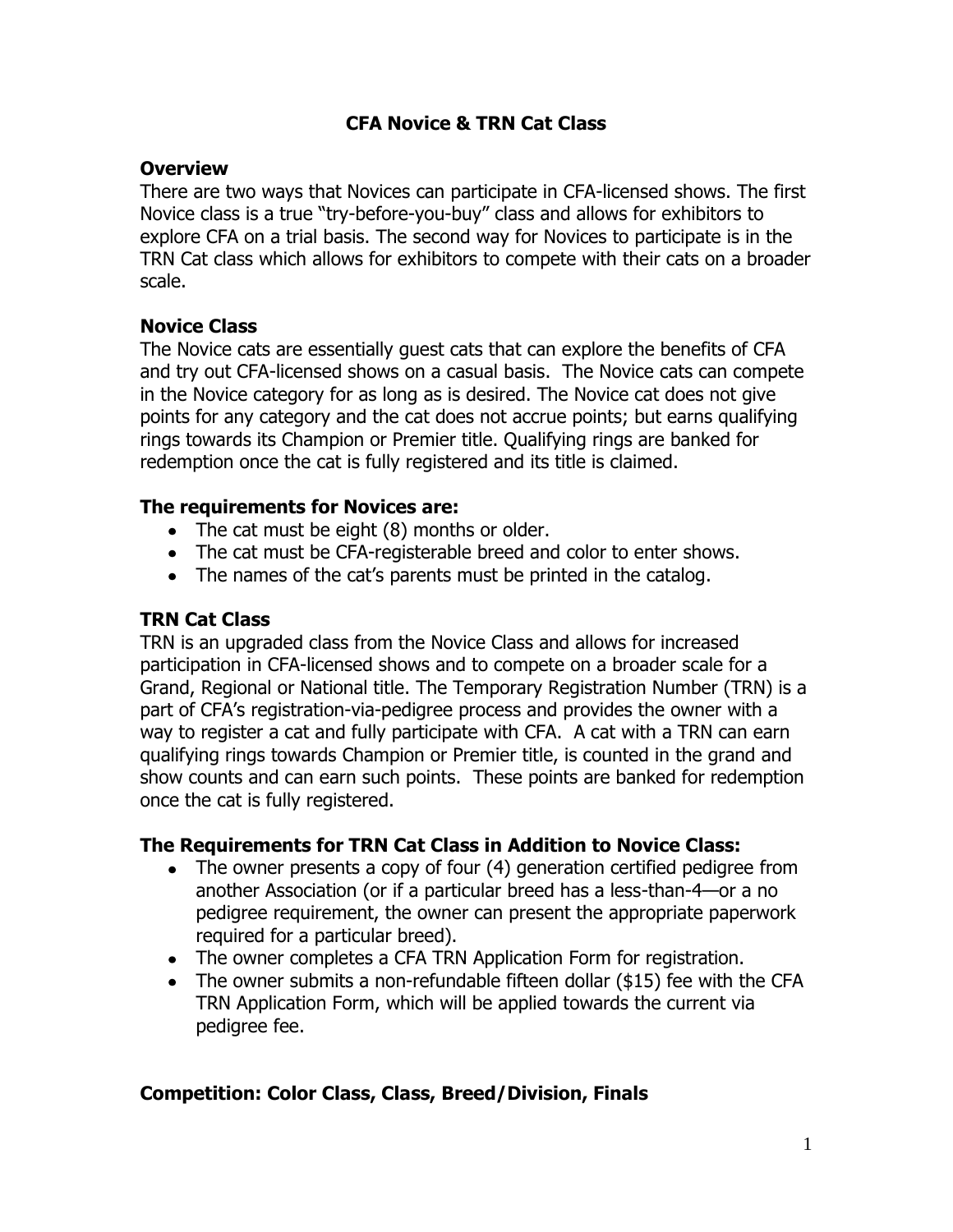# CFA Novice & TRN Cat Class

## Overview

There are two ways that Novices can participate in CFA-licensed shows. The first Novice class is a true "try-before-you-buy" class and allows for exhibitors to explore CFA on a trial basis. The second way for Novices to participate is in the TRN Cat class which allows for exhibitors to compete with their cats on a broader scale.

## Novice Class

The Novice cats are essentially guest cats that can explore the benefits of CFA and try out CFA-licensed shows on a casual basis. The Novice cats can compete in the Novice category for as long as is desired. The Novice cat does not give points for any category and the cat does not accrue points; but earns qualifying rings towards its Champion or Premier title. Qualifying rings are banked for redemption once the cat is fully registered and its title is claimed.

### The requirements for Novices are:

- The cat must be eight (8) months or older.
- The cat must be CFA-registerable breed and color to enter shows.
- The names of the cat's parents must be printed in the catalog.

## TRN Cat Class

TRN is an upgraded class from the Novice Class and allows for increased participation in CFA-licensed shows and to compete on a broader scale for a Grand, Regional or National title. The Temporary Registration Number (TRN) is a part of CFA's registration-via-pedigree process and provides the owner with a way to register a cat and fully participate with CFA. A cat with a TRN can earn qualifying rings towards Champion or Premier title, is counted in the grand and show counts and can earn such points. These points are banked for redemption once the cat is fully registered.

### The Requirements for TRN Cat Class in Addition to Novice Class:

- The owner presents a copy of four (4) generation certified pedigree from another Association (or if a particular breed has a less-than-4—or a no pedigree requirement, the owner can present the appropriate paperwork required for a particular breed).
- The owner completes a CFA TRN Application Form for registration.
- The owner submits a non-refundable fifteen dollar ($15) fee with the CFA TRN Application Form, which will be applied towards the current via pedigree fee.

## Competition: Color Class, Class, Breed/Division, Finals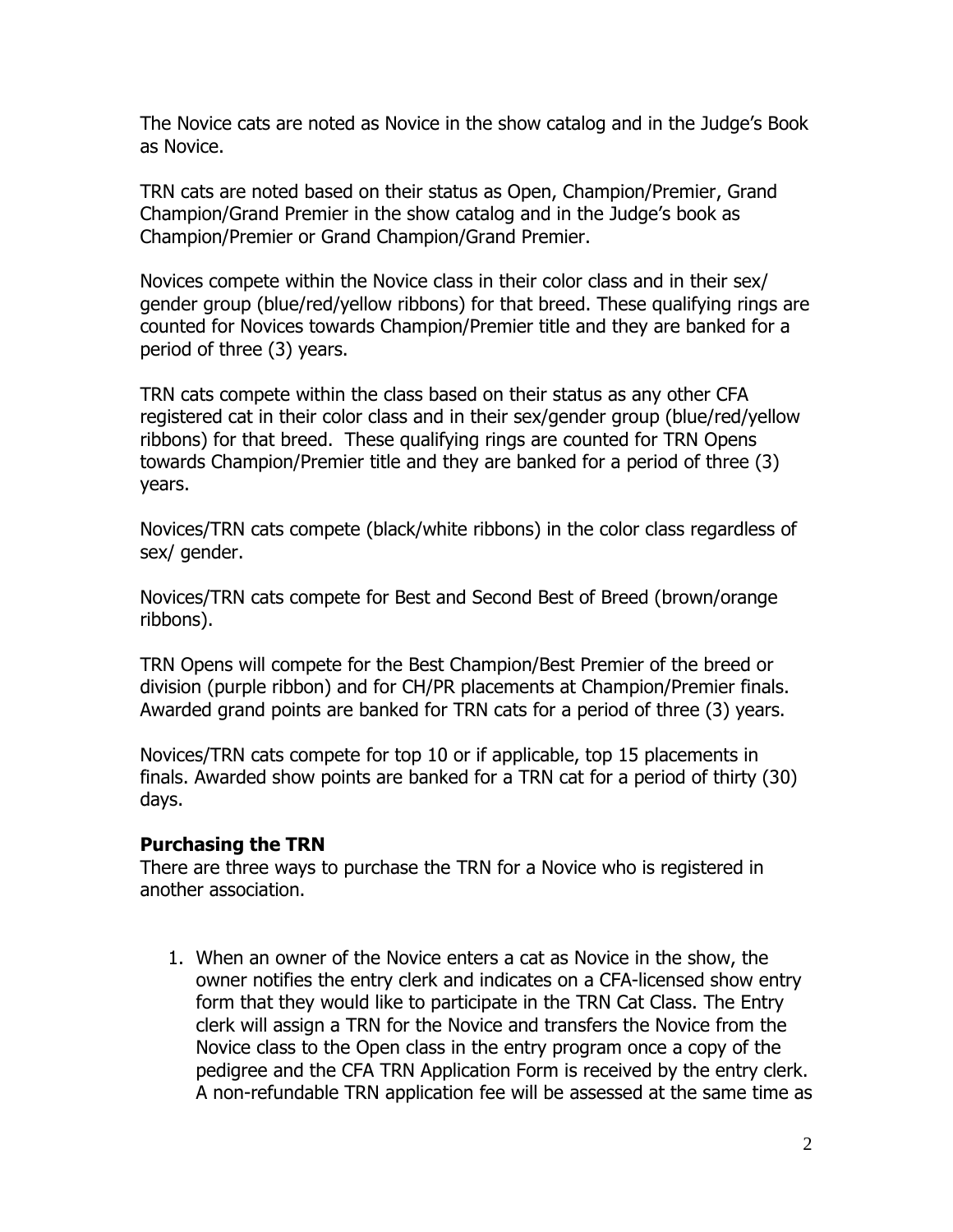The Novice cats are noted as Novice in the show catalog and in the Judge's Book as Novice.

TRN cats are noted based on their status as Open, Champion/Premier, Grand Champion/Grand Premier in the show catalog and in the Judge's book as Champion/Premier or Grand Champion/Grand Premier.

Novices compete within the Novice class in their color class and in their sex/ gender group (blue/red/yellow ribbons) for that breed. These qualifying rings are counted for Novices towards Champion/Premier title and they are banked for a period of three (3) years.

TRN cats compete within the class based on their status as any other CFA registered cat in their color class and in their sex/gender group (blue/red/yellow ribbons) for that breed. These qualifying rings are counted for TRN Opens towards Champion/Premier title and they are banked for a period of three (3) years.

Novices/TRN cats compete (black/white ribbons) in the color class regardless of sex/ gender.

Novices/TRN cats compete for Best and Second Best of Breed (brown/orange ribbons).

TRN Opens will compete for the Best Champion/Best Premier of the breed or division (purple ribbon) and for CH/PR placements at Champion/Premier finals. Awarded grand points are banked for TRN cats for a period of three (3) years.

Novices/TRN cats compete for top 10 or if applicable, top 15 placements in finals. Awarded show points are banked for a TRN cat for a period of thirty (30) days.

**Purchasing the TRN**

There are three ways to purchase the TRN for a Novice who is registered in another association.

1. When an owner of the Novice enters a cat as Novice in the show, the owner notifies the entry clerk and indicates on a CFA-licensed show entry form that they would like to participate in the TRN Cat Class. The Entry clerk will assign a TRN for the Novice and transfers the Novice from the Novice class to the Open class in the entry program once a copy of the pedigree and the CFA TRN Application Form is received by the entry clerk. A non-refundable TRN application fee will be assessed at the same time as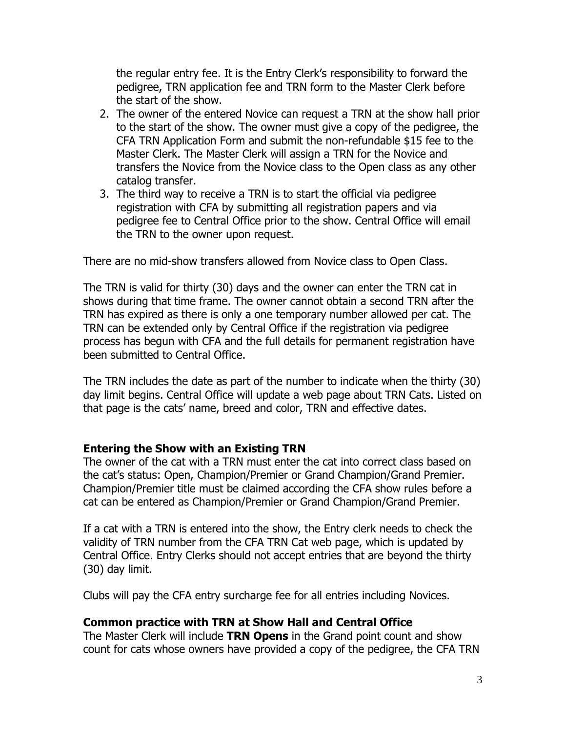the regular entry fee. It is the Entry Clerk's responsibility to forward the pedigree, TRN application fee and TRN form to the Master Clerk before the start of the show.

2. The owner of the entered Novice can request a TRN at the show hall prior to the start of the show. The owner must give a copy of the pedigree, the CFA TRN Application Form and submit the non-refundable $15 fee to the Master Clerk. The Master Clerk will assign a TRN for the Novice and transfers the Novice from the Novice class to the Open class as any other catalog transfer.
3. The third way to receive a TRN is to start the official via pedigree registration with CFA by submitting all registration papers and via pedigree fee to Central Office prior to the show. Central Office will email the TRN to the owner upon request.

There are no mid-show transfers allowed from Novice class to Open Class.

The TRN is valid for thirty (30) days and the owner can enter the TRN cat in shows during that time frame. The owner cannot obtain a second TRN after the TRN has expired as there is only a one temporary number allowed per cat. The TRN can be extended only by Central Office if the registration via pedigree process has begun with CFA and the full details for permanent registration have been submitted to Central Office.

The TRN includes the date as part of the number to indicate when the thirty (30) day limit begins. Central Office will update a web page about TRN Cats. Listed on that page is the cats' name, breed and color, TRN and effective dates.

**Entering the Show with an Existing TRN**

The owner of the cat with a TRN must enter the cat into correct class based on the cat's status: Open, Champion/Premier or Grand Champion/Grand Premier. Champion/Premier title must be claimed according the CFA show rules before a cat can be entered as Champion/Premier or Grand Champion/Grand Premier.

If a cat with a TRN is entered into the show, the Entry clerk needs to check the validity of TRN number from the CFA TRN Cat web page, which is updated by Central Office. Entry Clerks should not accept entries that are beyond the thirty (30) day limit.

Clubs will pay the CFA entry surcharge fee for all entries including Novices.

**Common practice with TRN at Show Hall and Central Office**

The Master Clerk will include **TRN Opens** in the Grand point count and show count for cats whose owners have provided a copy of the pedigree, the CFA TRN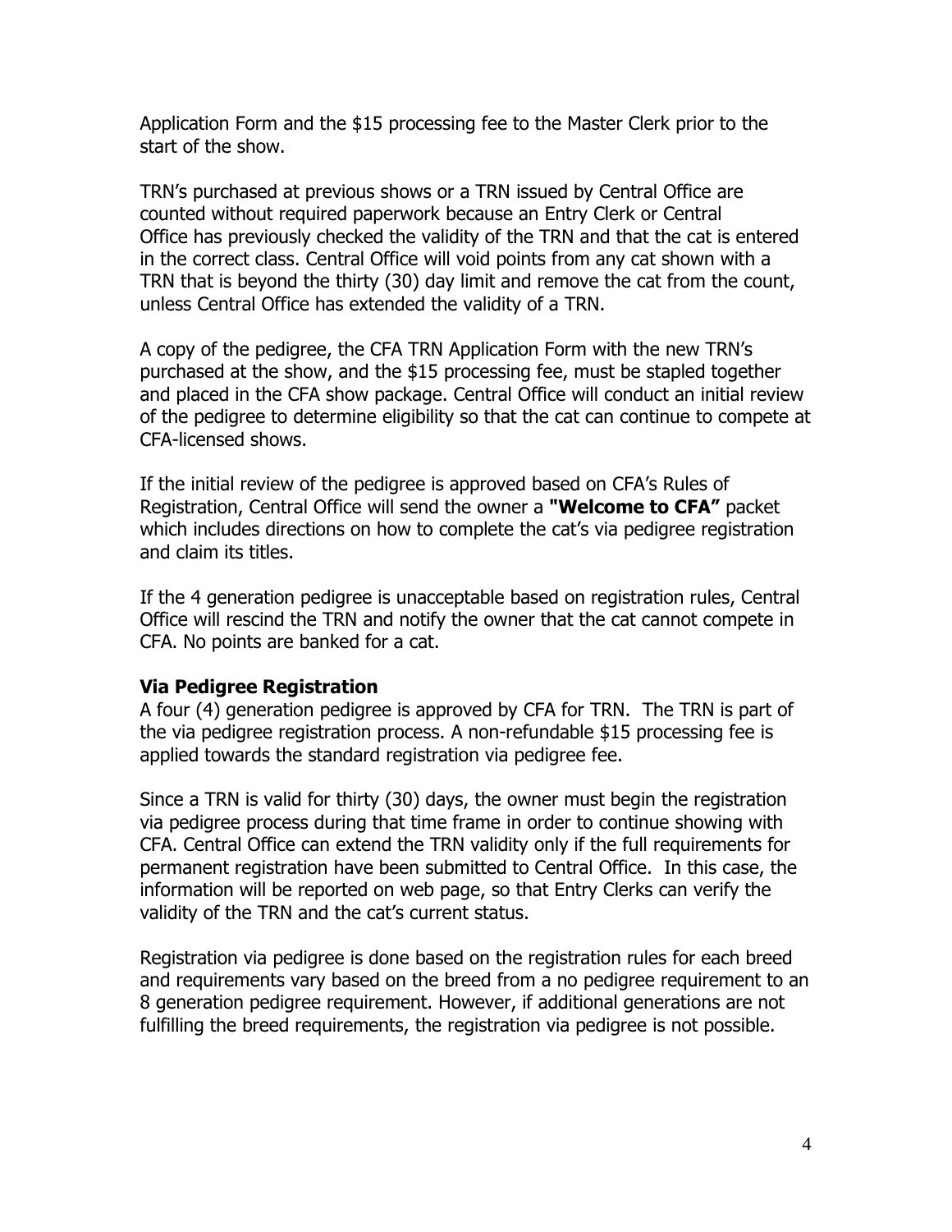Application Form and the $15 processing fee to the Master Clerk prior to the start of the show.

TRN's purchased at previous shows or a TRN issued by Central Office are counted without required paperwork because an Entry Clerk or Central Office has previously checked the validity of the TRN and that the cat is entered in the correct class. Central Office will void points from any cat shown with a TRN that is beyond the thirty (30) day limit and remove the cat from the count, unless Central Office has extended the validity of a TRN.

A copy of the pedigree, the CFA TRN Application Form with the new TRN's purchased at the show, and the $15 processing fee, must be stapled together and placed in the CFA show package. Central Office will conduct an initial review of the pedigree to determine eligibility so that the cat can continue to compete at CFA-licensed shows.

If the initial review of the pedigree is approved based on CFA's Rules of Registration, Central Office will send the owner a **"Welcome to CFA"** packet which includes directions on how to complete the cat's via pedigree registration and claim its titles.

If the 4 generation pedigree is unacceptable based on registration rules, Central Office will rescind the TRN and notify the owner that the cat cannot compete in CFA. No points are banked for a cat.

**Via Pedigree Registration**

A four (4) generation pedigree is approved by CFA for TRN. The TRN is part of the via pedigree registration process. A non-refundable $15 processing fee is applied towards the standard registration via pedigree fee.

Since a TRN is valid for thirty (30) days, the owner must begin the registration via pedigree process during that time frame in order to continue showing with CFA. Central Office can extend the TRN validity only if the full requirements for permanent registration have been submitted to Central Office. In this case, the information will be reported on web page, so that Entry Clerks can verify the validity of the TRN and the cat's current status.

Registration via pedigree is done based on the registration rules for each breed and requirements vary based on the breed from a no pedigree requirement to an 8 generation pedigree requirement. However, if additional generations are not fulfilling the breed requirements, the registration via pedigree is not possible.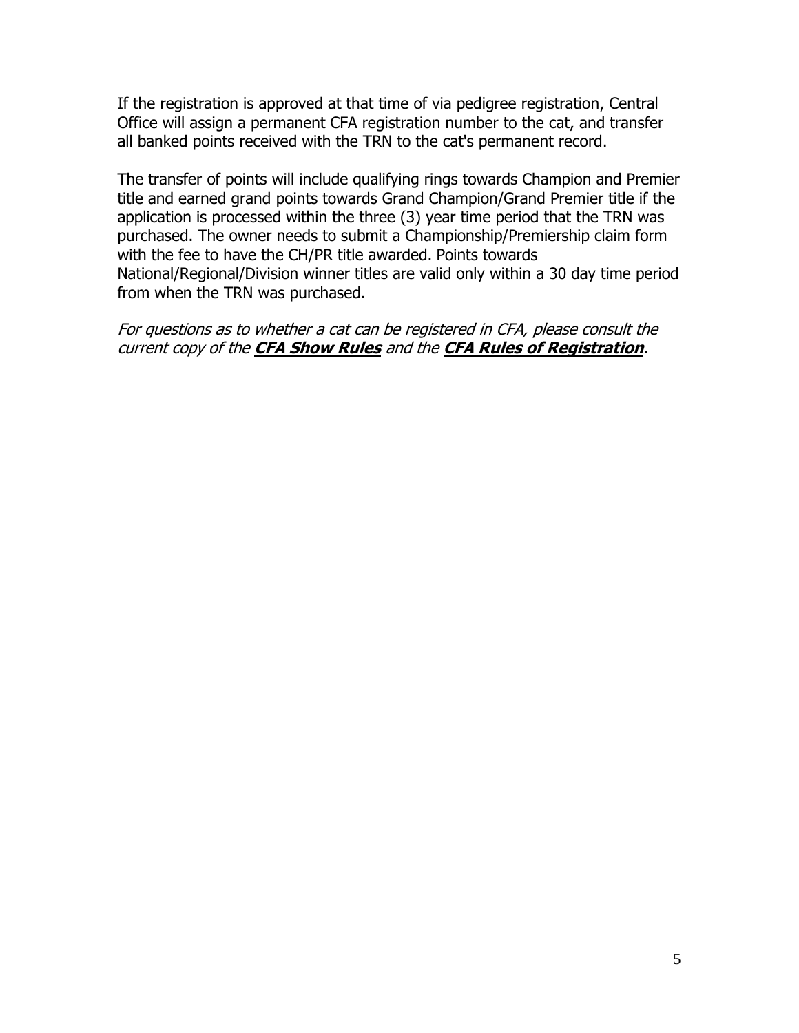If the registration is approved at that time of via pedigree registration, Central Office will assign a permanent CFA registration number to the cat, and transfer all banked points received with the TRN to the cat's permanent record.

The transfer of points will include qualifying rings towards Champion and Premier title and earned grand points towards Grand Champion/Grand Premier title if the application is processed within the three (3) year time period that the TRN was purchased. The owner needs to submit a Championship/Premiership claim form with the fee to have the CH/PR title awarded. Points towards National/Regional/Division winner titles are valid only within a 30 day time period from when the TRN was purchased.

*For questions as to whether a cat can be registered in CFA, please consult the current copy of the* ***CFA Show Rules*** *and the* ***CFA Rules of Registration****.*